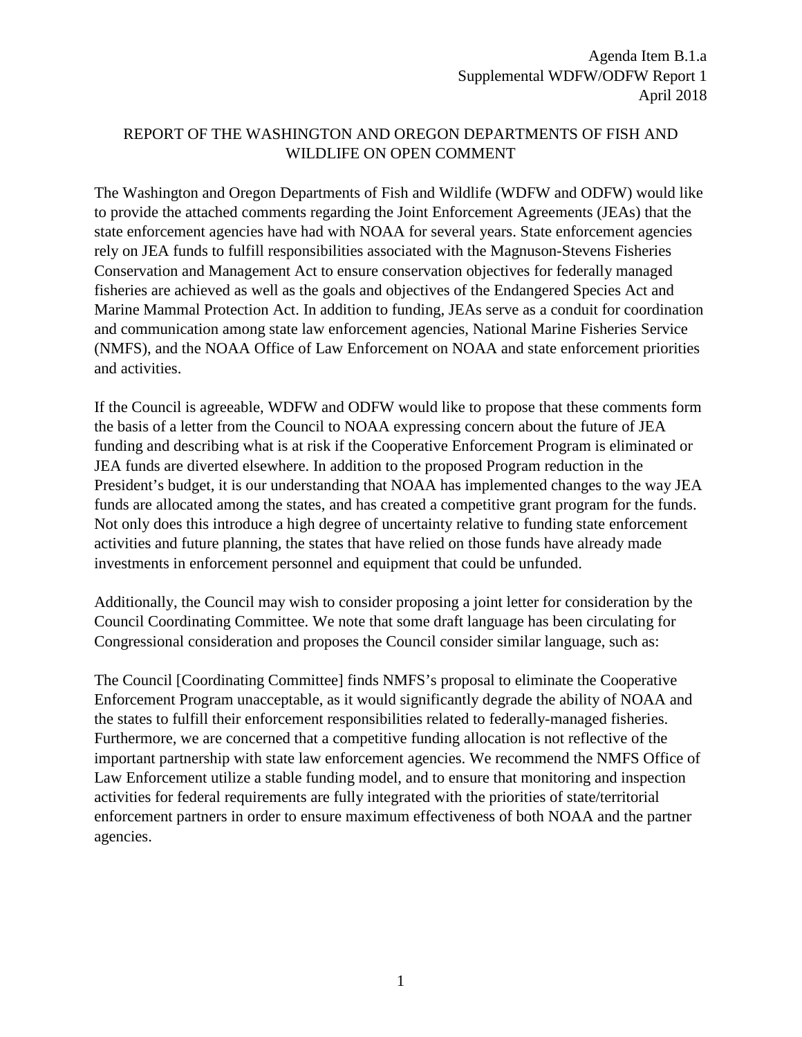Agenda Item B.1.a
Supplemental WDFW/ODFW Report 1
April 2018

# REPORT OF THE WASHINGTON AND OREGON DEPARTMENTS OF FISH AND WILDLIFE ON OPEN COMMENT

The Washington and Oregon Departments of Fish and Wildlife (WDFW and ODFW) would like to provide the attached comments regarding the Joint Enforcement Agreements (JEAs) that the state enforcement agencies have had with NOAA for several years. State enforcement agencies rely on JEA funds to fulfill responsibilities associated with the Magnuson-Stevens Fisheries Conservation and Management Act to ensure conservation objectives for federally managed fisheries are achieved as well as the goals and objectives of the Endangered Species Act and Marine Mammal Protection Act. In addition to funding, JEAs serve as a conduit for coordination and communication among state law enforcement agencies, National Marine Fisheries Service (NMFS), and the NOAA Office of Law Enforcement on NOAA and state enforcement priorities and activities.

If the Council is agreeable, WDFW and ODFW would like to propose that these comments form the basis of a letter from the Council to NOAA expressing concern about the future of JEA funding and describing what is at risk if the Cooperative Enforcement Program is eliminated or JEA funds are diverted elsewhere. In addition to the proposed Program reduction in the President's budget, it is our understanding that NOAA has implemented changes to the way JEA funds are allocated among the states, and has created a competitive grant program for the funds. Not only does this introduce a high degree of uncertainty relative to funding state enforcement activities and future planning, the states that have relied on those funds have already made investments in enforcement personnel and equipment that could be unfunded.

Additionally, the Council may wish to consider proposing a joint letter for consideration by the Council Coordinating Committee. We note that some draft language has been circulating for Congressional consideration and proposes the Council consider similar language, such as:

The Council [Coordinating Committee] finds NMFS's proposal to eliminate the Cooperative Enforcement Program unacceptable, as it would significantly degrade the ability of NOAA and the states to fulfill their enforcement responsibilities related to federally-managed fisheries. Furthermore, we are concerned that a competitive funding allocation is not reflective of the important partnership with state law enforcement agencies. We recommend the NMFS Office of Law Enforcement utilize a stable funding model, and to ensure that monitoring and inspection activities for federal requirements are fully integrated with the priorities of state/territorial enforcement partners in order to ensure maximum effectiveness of both NOAA and the partner agencies.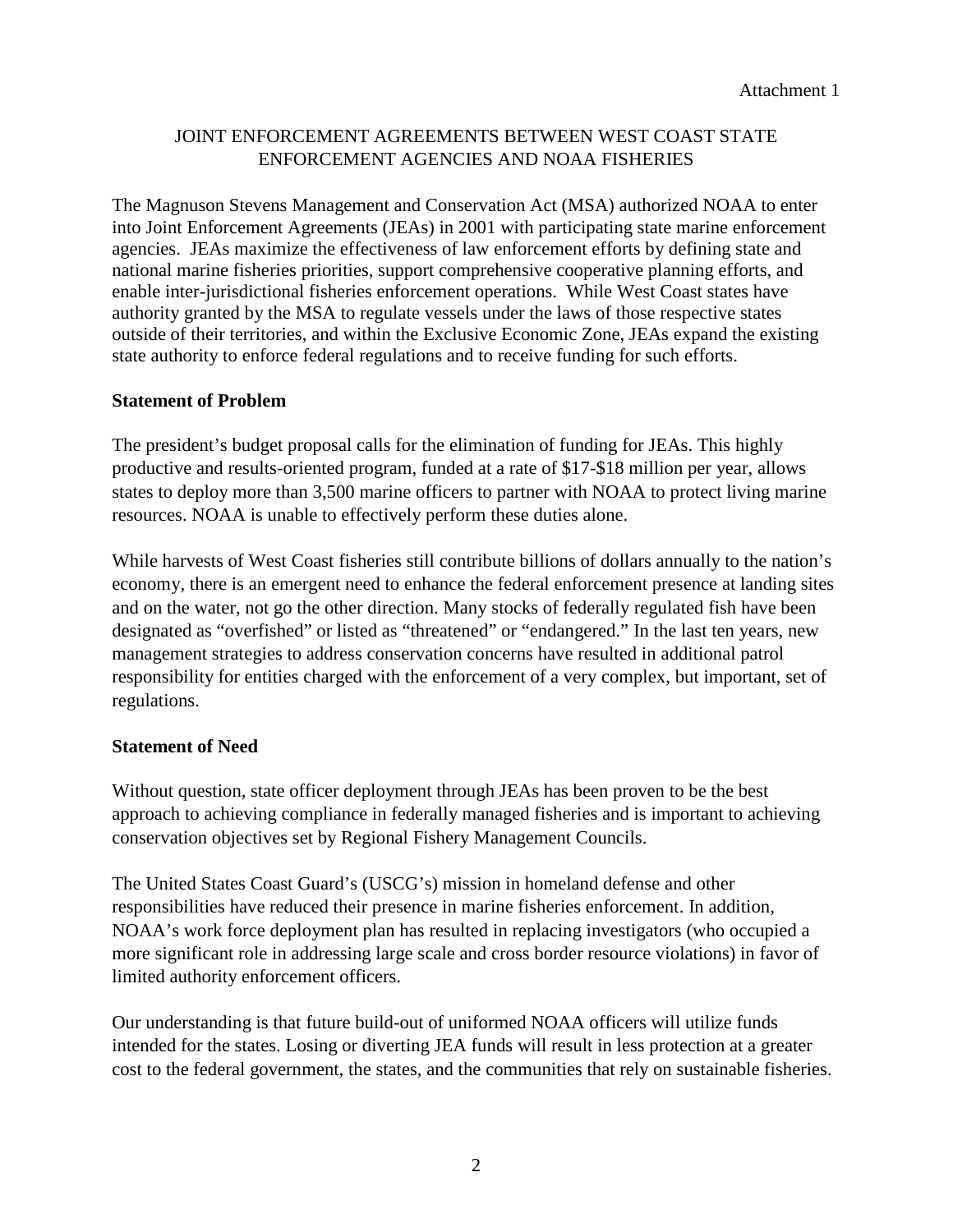Attachment 1

JOINT ENFORCEMENT AGREEMENTS BETWEEN WEST COAST STATE ENFORCEMENT AGENCIES AND NOAA FISHERIES

The Magnuson Stevens Management and Conservation Act (MSA) authorized NOAA to enter into Joint Enforcement Agreements (JEAs) in 2001 with participating state marine enforcement agencies. JEAs maximize the effectiveness of law enforcement efforts by defining state and national marine fisheries priorities, support comprehensive cooperative planning efforts, and enable inter-jurisdictional fisheries enforcement operations. While West Coast states have authority granted by the MSA to regulate vessels under the laws of those respective states outside of their territories, and within the Exclusive Economic Zone, JEAs expand the existing state authority to enforce federal regulations and to receive funding for such efforts.

**Statement of Problem**

The president's budget proposal calls for the elimination of funding for JEAs. This highly productive and results-oriented program, funded at a rate of $17-$18 million per year, allows states to deploy more than 3,500 marine officers to partner with NOAA to protect living marine resources. NOAA is unable to effectively perform these duties alone.

While harvests of West Coast fisheries still contribute billions of dollars annually to the nation's economy, there is an emergent need to enhance the federal enforcement presence at landing sites and on the water, not go the other direction. Many stocks of federally regulated fish have been designated as "overfished" or listed as "threatened" or "endangered." In the last ten years, new management strategies to address conservation concerns have resulted in additional patrol responsibility for entities charged with the enforcement of a very complex, but important, set of regulations.

**Statement of Need**

Without question, state officer deployment through JEAs has been proven to be the best approach to achieving compliance in federally managed fisheries and is important to achieving conservation objectives set by Regional Fishery Management Councils.

The United States Coast Guard's (USCG's) mission in homeland defense and other responsibilities have reduced their presence in marine fisheries enforcement. In addition, NOAA's work force deployment plan has resulted in replacing investigators (who occupied a more significant role in addressing large scale and cross border resource violations) in favor of limited authority enforcement officers.

Our understanding is that future build-out of uniformed NOAA officers will utilize funds intended for the states. Losing or diverting JEA funds will result in less protection at a greater cost to the federal government, the states, and the communities that rely on sustainable fisheries.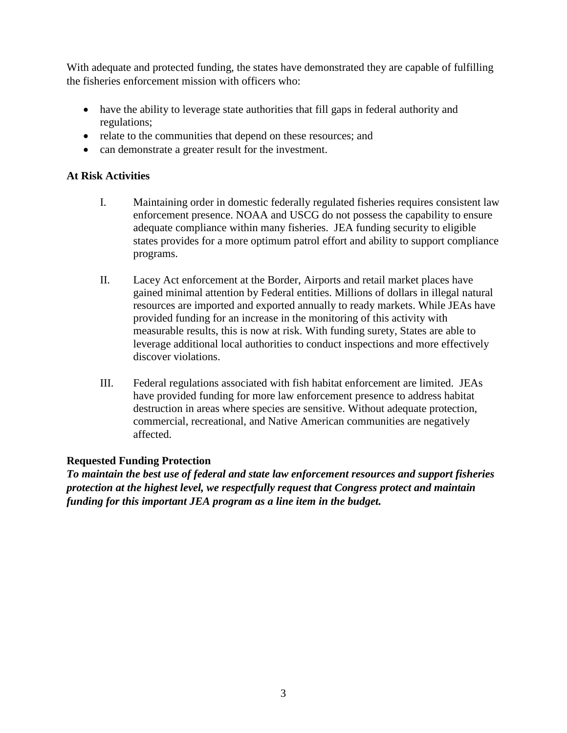With adequate and protected funding, the states have demonstrated they are capable of fulfilling the fisheries enforcement mission with officers who:

- have the ability to leverage state authorities that fill gaps in federal authority and regulations;
- relate to the communities that depend on these resources; and
- can demonstrate a greater result for the investment.

**At Risk Activities**

I. Maintaining order in domestic federally regulated fisheries requires consistent law enforcement presence. NOAA and USCG do not possess the capability to ensure adequate compliance within many fisheries. JEA funding security to eligible states provides for a more optimum patrol effort and ability to support compliance programs.

II. Lacey Act enforcement at the Border, Airports and retail market places have gained minimal attention by Federal entities. Millions of dollars in illegal natural resources are imported and exported annually to ready markets. While JEAs have provided funding for an increase in the monitoring of this activity with measurable results, this is now at risk. With funding surety, States are able to leverage additional local authorities to conduct inspections and more effectively discover violations.

III. Federal regulations associated with fish habitat enforcement are limited. JEAs have provided funding for more law enforcement presence to address habitat destruction in areas where species are sensitive. Without adequate protection, commercial, recreational, and Native American communities are negatively affected.

**Requested Funding Protection**

***To maintain the best use of federal and state law enforcement resources and support fisheries protection at the highest level, we respectfully request that Congress protect and maintain funding for this important JEA program as a line item in the budget.***